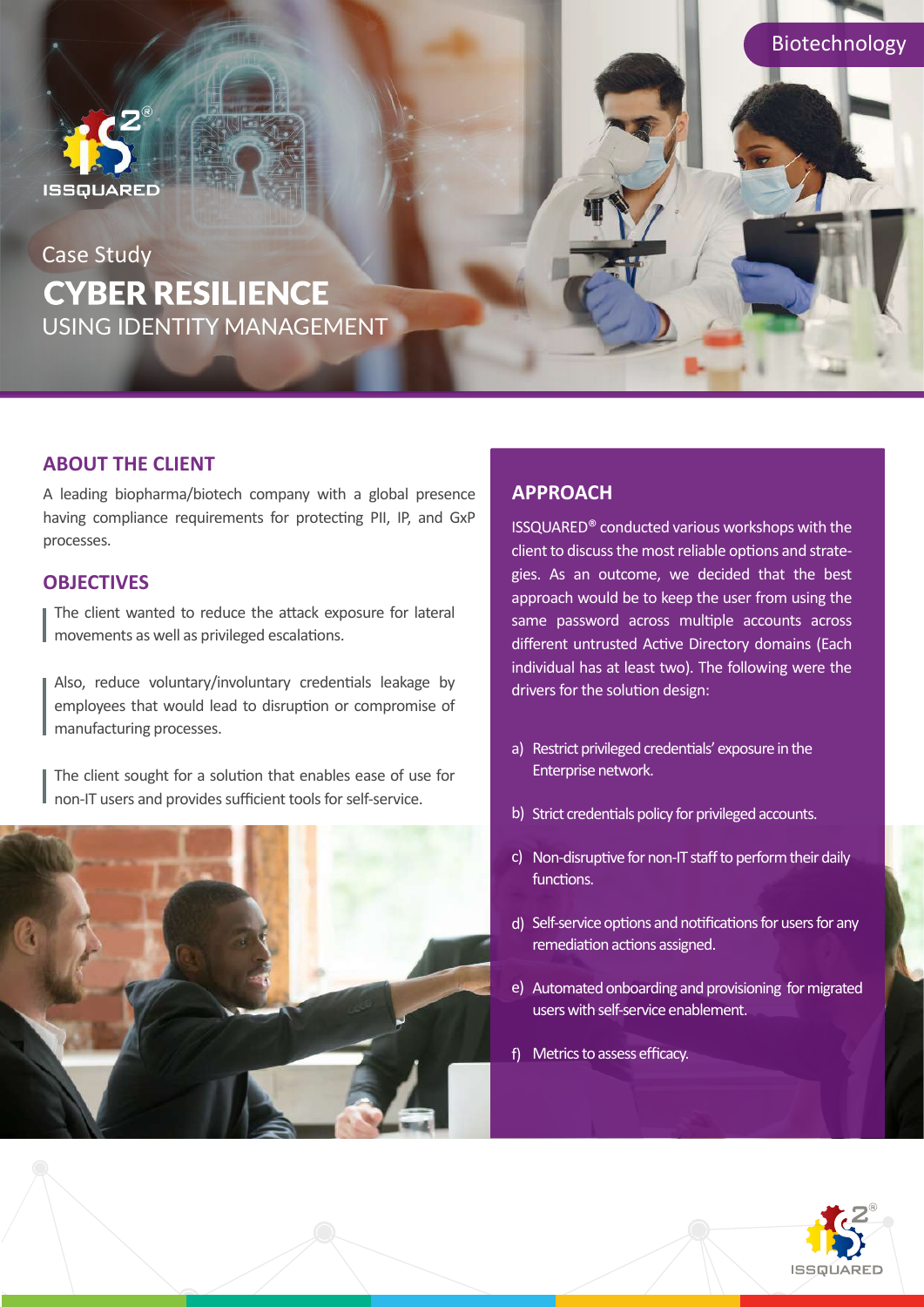Biotechnology

Case Study

# CYBER RESILIENCE

## USING IDENTITY MANAGEMENT

## ABOUT THE CLIENT

A leading biopharma/biotech company with a global presence having compliance requirements for protecting PII, IP, and GxP processes.

## OBJECTIVES

The client wanted to reduce the attack exposure for lateral movements as well as privileged escalations.

Also, reduce voluntary/involuntary credentials leakage by employees that would lead to disruption or compromise of manufacturing processes.

The client sought for a solution that enables ease of use for non-IT users and provides sufficient tools for self-service.

## APPROACH

ISSQUARED® conducted various workshops with the client to discuss the most reliable options and strategies. As an outcome, we decided that the best approach would be to keep the user from using the same password across multiple accounts across different untrusted Active Directory domains (Each individual has at least two). The following were the drivers for the solution design:

a) Restrict privileged credentials' exposure in the Enterprise network.

b) Strict credentials policy for privileged accounts.

c) Non-disruptive for non-IT staff to perform their daily functions.

d) Self-service options and notifications for users for any remediation actions assigned.

e) Automated onboarding and provisioning for migrated users with self-service enablement.

f) Metrics to assess efficacy.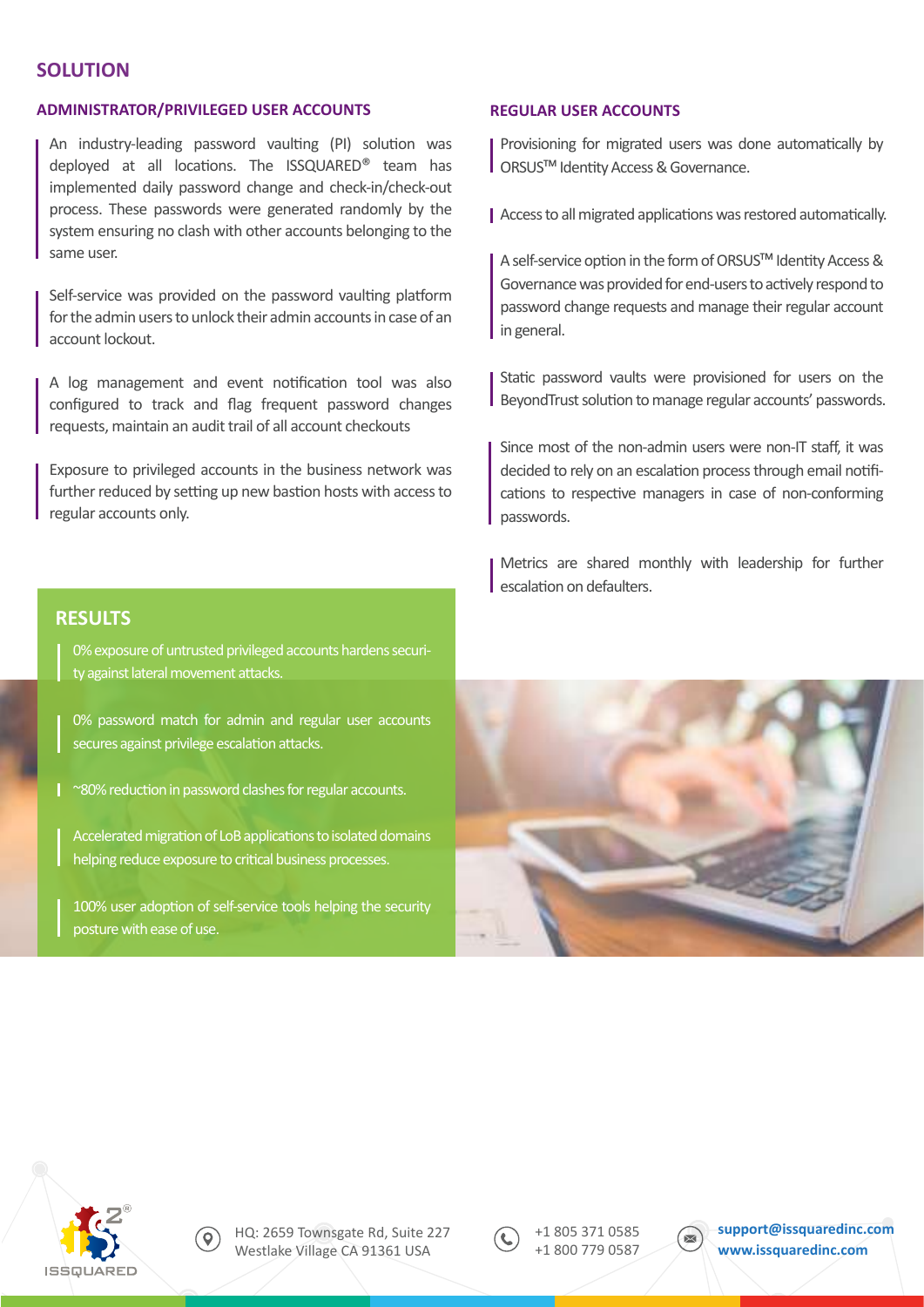## SOLUTION

### ADMINISTRATOR/PRIVILEGED USER ACCOUNTS

An industry-leading password vaulting (PI) solution was deployed at all locations. The ISSQUARED® team has implemented daily password change and check-in/check-out process. These passwords were generated randomly by the system ensuring no clash with other accounts belonging to the same user.

Self-service was provided on the password vaulting platform for the admin users to unlock their admin accounts in case of an account lockout.

A log management and event notification tool was also configured to track and flag frequent password changes requests, maintain an audit trail of all account checkouts

Exposure to privileged accounts in the business network was further reduced by setting up new bastion hosts with access to regular accounts only.

### REGULAR USER ACCOUNTS

Provisioning for migrated users was done automatically by ORSUS™ Identity Access & Governance.

Access to all migrated applications was restored automatically.

A self-service option in the form of ORSUS™ Identity Access & Governance was provided for end-users to actively respond to password change requests and manage their regular account in general.

Static password vaults were provisioned for users on the BeyondTrust solution to manage regular accounts' passwords.

Since most of the non-admin users were non-IT staff, it was decided to rely on an escalation process through email notifications to respective managers in case of non-conforming passwords.

Metrics are shared monthly with leadership for further escalation on defaulters.

## RESULTS

0% exposure of untrusted privileged accounts hardens security against lateral movement attacks.

0% password match for admin and regular user accounts secures against privilege escalation attacks.

~80% reduction in password clashes for regular accounts.

Accelerated migration of LoB applications to isolated domains helping reduce exposure to critical business processes.

100% user adoption of self-service tools helping the security posture with ease of use.

ISSQUARED

HQ: 2659 Townsgate Rd, Suite 227
Westlake Village CA 91361 USA

+1 805 371 0585
+1 800 779 0587

**support@issquaredinc.com**
**www.issquaredinc.com**